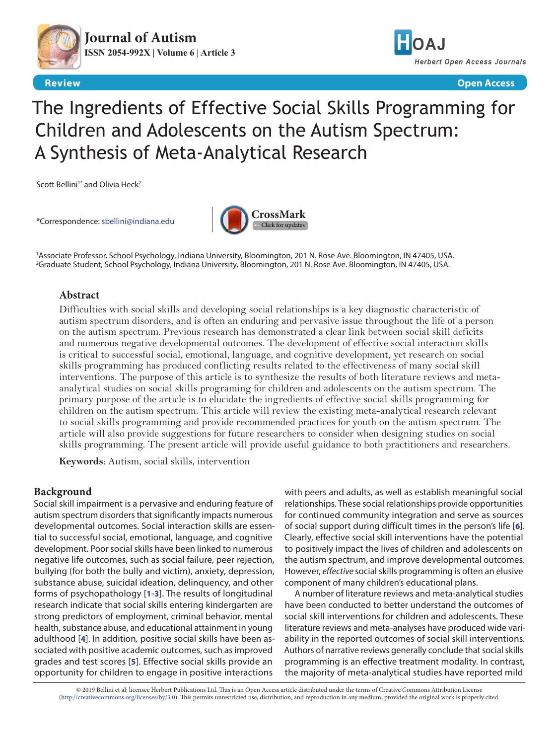Review | Open Access

# The Ingredients of Effective Social Skills Programming for Children and Adolescents on the Autism Spectrum: A Synthesis of Meta-Analytical Research

Scott Bellini[1*] and Olivia Heck[2]

*Correspondence: sbellini@indiana.edu

[1]Associate Professor, School Psychology, Indiana University, Bloomington, 201 N. Rose Ave. Bloomington, IN 47405, USA.
[2]Graduate Student, School Psychology, Indiana University, Bloomington, 201 N. Rose Ave. Bloomington, IN 47405, USA.

## Abstract

Difficulties with social skills and developing social relationships is a key diagnostic characteristic of autism spectrum disorders, and is often an enduring and pervasive issue throughout the life of a person on the autism spectrum. Previous research has demonstrated a clear link between social skill deficits and numerous negative developmental outcomes. The development of effective social interaction skills is critical to successful social, emotional, language, and cognitive development, yet research on social skills programming has produced conflicting results related to the effectiveness of many social skill interventions. The purpose of this article is to synthesize the results of both literature reviews and meta-analytical studies on social skills programing for children and adolescents on the autism spectrum. The primary purpose of the article is to elucidate the ingredients of effective social skills programming for children on the autism spectrum. This article will review the existing meta-analytical research relevant to social skills programming and provide recommended practices for youth on the autism spectrum. The article will also provide suggestions for future researchers to consider when designing studies on social skills programming. The present article will provide useful guidance to both practitioners and researchers.

**Keywords**: Autism, social skills, intervention

## Background

Social skill impairment is a pervasive and enduring feature of autism spectrum disorders that significantly impacts numerous developmental outcomes. Social interaction skills are essential to successful social, emotional, language, and cognitive development. Poor social skills have been linked to numerous negative life outcomes, such as social failure, peer rejection, bullying (for both the bully and victim), anxiety, depression, substance abuse, suicidal ideation, delinquency, and other forms of psychopathology [1-3]. The results of longitudinal research indicate that social skills entering kindergarten are strong predictors of employment, criminal behavior, mental health, substance abuse, and educational attainment in young adulthood [4]. In addition, positive social skills have been associated with positive academic outcomes, such as improved grades and test scores [5]. Effective social skills provide an opportunity for children to engage in positive interactions with peers and adults, as well as establish meaningful social relationships. These social relationships provide opportunities for continued community integration and serve as sources of social support during difficult times in the person's life [6]. Clearly, effective social skill interventions have the potential to positively impact the lives of children and adolescents on the autism spectrum, and improve developmental outcomes. However, *effective* social skills programming is often an elusive component of many children's educational plans.

A number of literature reviews and meta-analytical studies have been conducted to better understand the outcomes of social skill interventions for children and adolescents. These literature reviews and meta-analyses have produced wide variability in the reported outcomes of social skill interventions. Authors of narrative reviews generally conclude that social skills programming is an effective treatment modality. In contrast, the majority of meta-analytical studies have reported mild

© 2019 Bellini et al; licensee Herbert Publications Ltd. This is an Open Access article distributed under the terms of Creative Commons Attribution License (http://creativecommons.org/licenses/by/3.0). This permits unrestricted use, distribution, and reproduction in any medium, provided the original work is properly cited.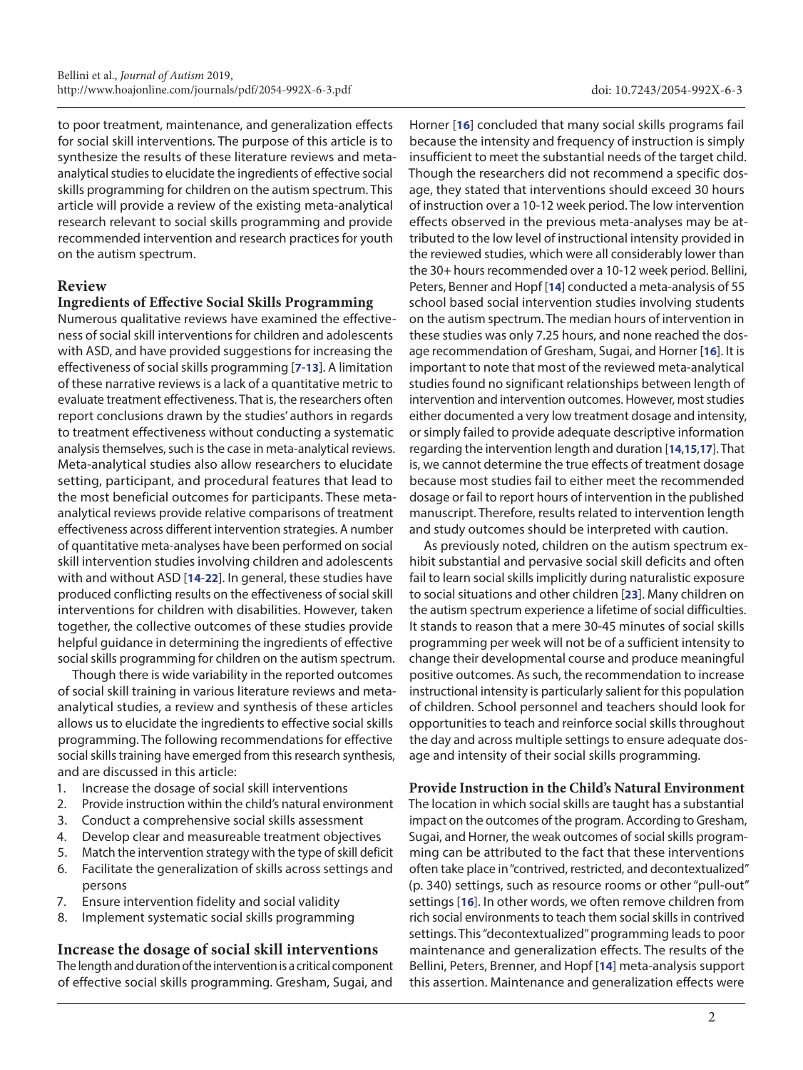to poor treatment, maintenance, and generalization effects for social skill interventions. The purpose of this article is to synthesize the results of these literature reviews and meta-analytical studies to elucidate the ingredients of effective social skills programming for children on the autism spectrum. This article will provide a review of the existing meta-analytical research relevant to social skills programming and provide recommended intervention and research practices for youth on the autism spectrum.

## Review

### Ingredients of Effective Social Skills Programming

Numerous qualitative reviews have examined the effectiveness of social skill interventions for children and adolescents with ASD, and have provided suggestions for increasing the effectiveness of social skills programming [7-13]. A limitation of these narrative reviews is a lack of a quantitative metric to evaluate treatment effectiveness. That is, the researchers often report conclusions drawn by the studies' authors in regards to treatment effectiveness without conducting a systematic analysis themselves, such is the case in meta-analytical reviews. Meta-analytical studies also allow researchers to elucidate setting, participant, and procedural features that lead to the most beneficial outcomes for participants. These meta-analytical reviews provide relative comparisons of treatment effectiveness across different intervention strategies. A number of quantitative meta-analyses have been performed on social skill intervention studies involving children and adolescents with and without ASD [14-22]. In general, these studies have produced conflicting results on the effectiveness of social skill interventions for children with disabilities. However, taken together, the collective outcomes of these studies provide helpful guidance in determining the ingredients of effective social skills programming for children on the autism spectrum.

Though there is wide variability in the reported outcomes of social skill training in various literature reviews and meta-analytical studies, a review and synthesis of these articles allows us to elucidate the ingredients to effective social skills programming. The following recommendations for effective social skills training have emerged from this research synthesis, and are discussed in this article:

1. Increase the dosage of social skill interventions
2. Provide instruction within the child's natural environment
3. Conduct a comprehensive social skills assessment
4. Develop clear and measureable treatment objectives
5. Match the intervention strategy with the type of skill deficit
6. Facilitate the generalization of skills across settings and persons
7. Ensure intervention fidelity and social validity
8. Implement systematic social skills programming

### Increase the dosage of social skill interventions

The length and duration of the intervention is a critical component of effective social skills programming. Gresham, Sugai, and Horner [16] concluded that many social skills programs fail because the intensity and frequency of instruction is simply insufficient to meet the substantial needs of the target child. Though the researchers did not recommend a specific dosage, they stated that interventions should exceed 30 hours of instruction over a 10-12 week period. The low intervention effects observed in the previous meta-analyses may be attributed to the low level of instructional intensity provided in the reviewed studies, which were all considerably lower than the 30+ hours recommended over a 10-12 week period. Bellini, Peters, Benner and Hopf [14] conducted a meta-analysis of 55 school based social intervention studies involving students on the autism spectrum. The median hours of intervention in these studies was only 7.25 hours, and none reached the dosage recommendation of Gresham, Sugai, and Horner [16]. It is important to note that most of the reviewed meta-analytical studies found no significant relationships between length of intervention and intervention outcomes. However, most studies either documented a very low treatment dosage and intensity, or simply failed to provide adequate descriptive information regarding the intervention length and duration [14,15,17]. That is, we cannot determine the true effects of treatment dosage because most studies fail to either meet the recommended dosage or fail to report hours of intervention in the published manuscript. Therefore, results related to intervention length and study outcomes should be interpreted with caution.

As previously noted, children on the autism spectrum exhibit substantial and pervasive social skill deficits and often fail to learn social skills implicitly during naturalistic exposure to social situations and other children [23]. Many children on the autism spectrum experience a lifetime of social difficulties. It stands to reason that a mere 30-45 minutes of social skills programming per week will not be of a sufficient intensity to change their developmental course and produce meaningful positive outcomes. As such, the recommendation to increase instructional intensity is particularly salient for this population of children. School personnel and teachers should look for opportunities to teach and reinforce social skills throughout the day and across multiple settings to ensure adequate dosage and intensity of their social skills programming.

### Provide Instruction in the Child's Natural Environment

The location in which social skills are taught has a substantial impact on the outcomes of the program. According to Gresham, Sugai, and Horner, the weak outcomes of social skills programming can be attributed to the fact that these interventions often take place in "contrived, restricted, and decontextualized" (p. 340) settings, such as resource rooms or other "pull-out" settings [16]. In other words, we often remove children from rich social environments to teach them social skills in contrived settings. This "decontextualized" programming leads to poor maintenance and generalization effects. The results of the Bellini, Peters, Brenner, and Hopf [14] meta-analysis support this assertion. Maintenance and generalization effects were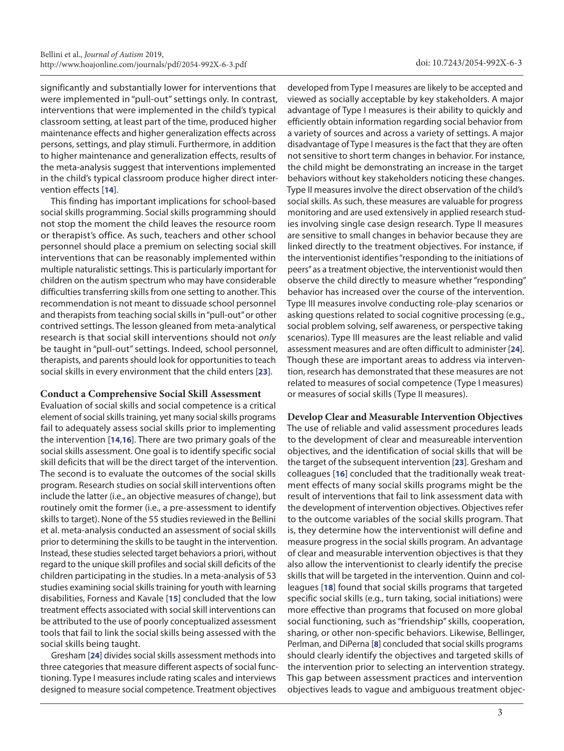significantly and substantially lower for interventions that were implemented in "pull-out" settings only. In contrast, interventions that were implemented in the child's typical classroom setting, at least part of the time, produced higher maintenance effects and higher generalization effects across persons, settings, and play stimuli. Furthermore, in addition to higher maintenance and generalization effects, results of the meta-analysis suggest that interventions implemented in the child's typical classroom produce higher direct intervention effects [14].

This finding has important implications for school-based social skills programming. Social skills programming should not stop the moment the child leaves the resource room or therapist's office. As such, teachers and other school personnel should place a premium on selecting social skill interventions that can be reasonably implemented within multiple naturalistic settings. This is particularly important for children on the autism spectrum who may have considerable difficulties transferring skills from one setting to another. This recommendation is not meant to dissuade school personnel and therapists from teaching social skills in "pull-out" or other contrived settings. The lesson gleaned from meta-analytical research is that social skill interventions should not *only* be taught in "pull-out" settings. Indeed, school personnel, therapists, and parents should look for opportunities to teach social skills in every environment that the child enters [23].

### Conduct a Comprehensive Social Skill Assessment

Evaluation of social skills and social competence is a critical element of social skills training, yet many social skills programs fail to adequately assess social skills prior to implementing the intervention [14,16]. There are two primary goals of the social skills assessment. One goal is to identify specific social skill deficits that will be the direct target of the intervention. The second is to evaluate the outcomes of the social skills program. Research studies on social skill interventions often include the latter (i.e., an objective measures of change), but routinely omit the former (i.e., a pre-assessment to identify skills to target). None of the 55 studies reviewed in the Bellini et al. meta-analysis conducted an assessment of social skills prior to determining the skills to be taught in the intervention. Instead, these studies selected target behaviors a priori, without regard to the unique skill profiles and social skill deficits of the children participating in the studies. In a meta-analysis of 53 studies examining social skills training for youth with learning disabilities, Forness and Kavale [15] concluded that the low treatment effects associated with social skill interventions can be attributed to the use of poorly conceptualized assessment tools that fail to link the social skills being assessed with the social skills being taught.

Gresham [24] divides social skills assessment methods into three categories that measure different aspects of social functioning. Type I measures include rating scales and interviews designed to measure social competence. Treatment objectives developed from Type I measures are likely to be accepted and viewed as socially acceptable by key stakeholders. A major advantage of Type I measures is their ability to quickly and efficiently obtain information regarding social behavior from a variety of sources and across a variety of settings. A major disadvantage of Type I measures is the fact that they are often not sensitive to short term changes in behavior. For instance, the child might be demonstrating an increase in the target behaviors without key stakeholders noticing these changes. Type II measures involve the direct observation of the child's social skills. As such, these measures are valuable for progress monitoring and are used extensively in applied research studies involving single case design research. Type II measures are sensitive to small changes in behavior because they are linked directly to the treatment objectives. For instance, if the interventionist identifies "responding to the initiations of peers" as a treatment objective, the interventionist would then observe the child directly to measure whether "responding" behavior has increased over the course of the intervention. Type III measures involve conducting role-play scenarios or asking questions related to social cognitive processing (e.g., social problem solving, self awareness, or perspective taking scenarios). Type III measures are the least reliable and valid assessment measures and are often difficult to administer [24]. Though these are important areas to address via intervention, research has demonstrated that these measures are not related to measures of social competence (Type I measures) or measures of social skills (Type II measures).

### Develop Clear and Measurable Intervention Objectives

The use of reliable and valid assessment procedures leads to the development of clear and measureable intervention objectives, and the identification of social skills that will be the target of the subsequent intervention [23]. Gresham and colleagues [16] concluded that the traditionally weak treatment effects of many social skills programs might be the result of interventions that fail to link assessment data with the development of intervention objectives. Objectives refer to the outcome variables of the social skills program. That is, they determine how the interventionist will define and measure progress in the social skills program. An advantage of clear and measurable intervention objectives is that they also allow the interventionist to clearly identify the precise skills that will be targeted in the intervention. Quinn and colleagues [18] found that social skills programs that targeted specific social skills (e.g., turn taking, social initiations) were more effective than programs that focused on more global social functioning, such as "friendship" skills, cooperation, sharing, or other non-specific behaviors. Likewise, Bellinger, Perlman, and DiPerna [8] concluded that social skills programs should clearly identify the objectives and targeted skills of the intervention prior to selecting an intervention strategy. This gap between assessment practices and intervention objectives leads to vague and ambiguous treatment objec-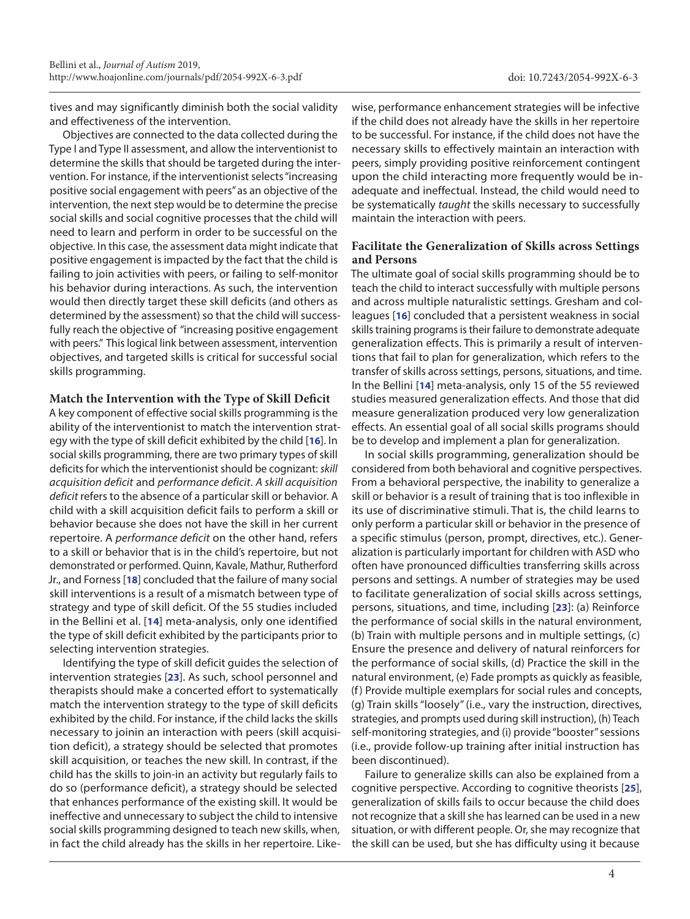tives and may significantly diminish both the social validity and effectiveness of the intervention.

Objectives are connected to the data collected during the Type I and Type II assessment, and allow the interventionist to determine the skills that should be targeted during the intervention. For instance, if the interventionist selects "increasing positive social engagement with peers" as an objective of the intervention, the next step would be to determine the precise social skills and social cognitive processes that the child will need to learn and perform in order to be successful on the objective. In this case, the assessment data might indicate that positive engagement is impacted by the fact that the child is failing to join activities with peers, or failing to self-monitor his behavior during interactions. As such, the intervention would then directly target these skill deficits (and others as determined by the assessment) so that the child will successfully reach the objective of "increasing positive engagement with peers." This logical link between assessment, intervention objectives, and targeted skills is critical for successful social skills programming.

### Match the Intervention with the Type of Skill Deficit

A key component of effective social skills programming is the ability of the interventionist to match the intervention strategy with the type of skill deficit exhibited by the child [16]. In social skills programming, there are two primary types of skill deficits for which the interventionist should be cognizant: *skill acquisition deficit* and *performance deficit*. *A skill acquisition deficit* refers to the absence of a particular skill or behavior. A child with a skill acquisition deficit fails to perform a skill or behavior because she does not have the skill in her current repertoire. A *performance deficit* on the other hand, refers to a skill or behavior that is in the child's repertoire, but not demonstrated or performed. Quinn, Kavale, Mathur, Rutherford Jr., and Forness [18] concluded that the failure of many social skill interventions is a result of a mismatch between type of strategy and type of skill deficit. Of the 55 studies included in the Bellini et al. [14] meta-analysis, only one identified the type of skill deficit exhibited by the participants prior to selecting intervention strategies.

Identifying the type of skill deficit guides the selection of intervention strategies [23]. As such, school personnel and therapists should make a concerted effort to systematically match the intervention strategy to the type of skill deficits exhibited by the child. For instance, if the child lacks the skills necessary to joinin an interaction with peers (skill acquisition deficit), a strategy should be selected that promotes skill acquisition, or teaches the new skill. In contrast, if the child has the skills to join-in an activity but regularly fails to do so (performance deficit), a strategy should be selected that enhances performance of the existing skill. It would be ineffective and unnecessary to subject the child to intensive social skills programming designed to teach new skills, when, in fact the child already has the skills in her repertoire. Likewise, performance enhancement strategies will be infective if the child does not already have the skills in her repertoire to be successful. For instance, if the child does not have the necessary skills to effectively maintain an interaction with peers, simply providing positive reinforcement contingent upon the child interacting more frequently would be inadequate and ineffectual. Instead, the child would need to be systematically *taught* the skills necessary to successfully maintain the interaction with peers.

### Facilitate the Generalization of Skills across Settings and Persons

The ultimate goal of social skills programming should be to teach the child to interact successfully with multiple persons and across multiple naturalistic settings. Gresham and colleagues [16] concluded that a persistent weakness in social skills training programs is their failure to demonstrate adequate generalization effects. This is primarily a result of interventions that fail to plan for generalization, which refers to the transfer of skills across settings, persons, situations, and time. In the Bellini [14] meta-analysis, only 15 of the 55 reviewed studies measured generalization effects. And those that did measure generalization produced very low generalization effects. An essential goal of all social skills programs should be to develop and implement a plan for generalization.

In social skills programming, generalization should be considered from both behavioral and cognitive perspectives. From a behavioral perspective, the inability to generalize a skill or behavior is a result of training that is too inflexible in its use of discriminative stimuli. That is, the child learns to only perform a particular skill or behavior in the presence of a specific stimulus (person, prompt, directives, etc.). Generalization is particularly important for children with ASD who often have pronounced difficulties transferring skills across persons and settings. A number of strategies may be used to facilitate generalization of social skills across settings, persons, situations, and time, including [23]: (a) Reinforce the performance of social skills in the natural environment, (b) Train with multiple persons and in multiple settings, (c) Ensure the presence and delivery of natural reinforcers for the performance of social skills, (d) Practice the skill in the natural environment, (e) Fade prompts as quickly as feasible, (f) Provide multiple exemplars for social rules and concepts, (g) Train skills "loosely" (i.e., vary the instruction, directives, strategies, and prompts used during skill instruction), (h) Teach self-monitoring strategies, and (i) provide "booster" sessions (i.e., provide follow-up training after initial instruction has been discontinued).

Failure to generalize skills can also be explained from a cognitive perspective. According to cognitive theorists [25], generalization of skills fails to occur because the child does not recognize that a skill she has learned can be used in a new situation, or with different people. Or, she may recognize that the skill can be used, but she has difficulty using it because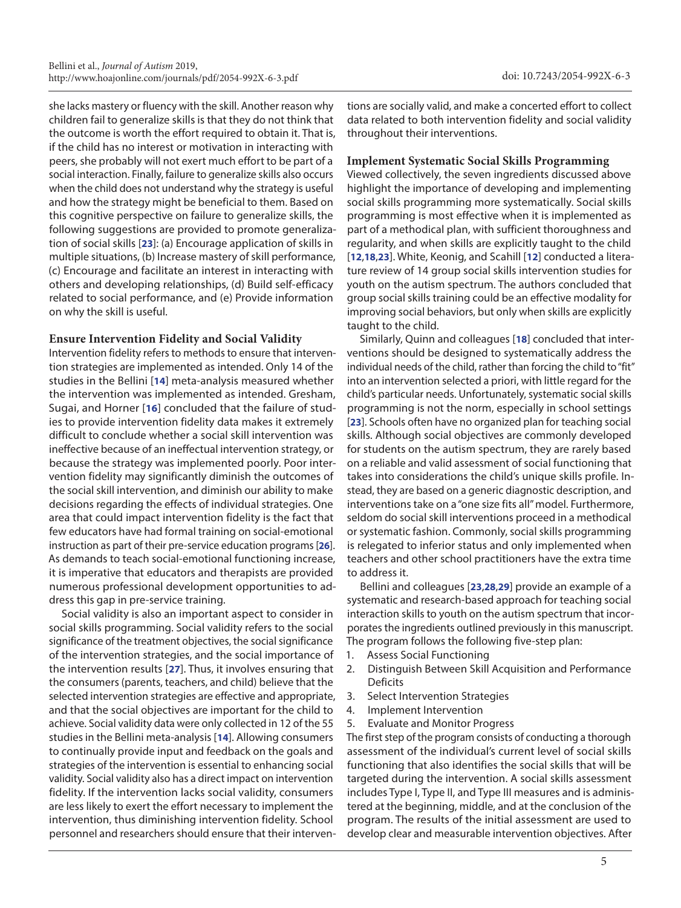she lacks mastery or fluency with the skill. Another reason why children fail to generalize skills is that they do not think that the outcome is worth the effort required to obtain it. That is, if the child has no interest or motivation in interacting with peers, she probably will not exert much effort to be part of a social interaction. Finally, failure to generalize skills also occurs when the child does not understand why the strategy is useful and how the strategy might be beneficial to them. Based on this cognitive perspective on failure to generalize skills, the following suggestions are provided to promote generalization of social skills [23]: (a) Encourage application of skills in multiple situations, (b) Increase mastery of skill performance, (c) Encourage and facilitate an interest in interacting with others and developing relationships, (d) Build self-efficacy related to social performance, and (e) Provide information on why the skill is useful.

### Ensure Intervention Fidelity and Social Validity

Intervention fidelity refers to methods to ensure that intervention strategies are implemented as intended. Only 14 of the studies in the Bellini [14] meta-analysis measured whether the intervention was implemented as intended. Gresham, Sugai, and Horner [16] concluded that the failure of studies to provide intervention fidelity data makes it extremely difficult to conclude whether a social skill intervention was ineffective because of an ineffectual intervention strategy, or because the strategy was implemented poorly. Poor intervention fidelity may significantly diminish the outcomes of the social skill intervention, and diminish our ability to make decisions regarding the effects of individual strategies. One area that could impact intervention fidelity is the fact that few educators have had formal training on social-emotional instruction as part of their pre-service education programs [26]. As demands to teach social-emotional functioning increase, it is imperative that educators and therapists are provided numerous professional development opportunities to address this gap in pre-service training.

Social validity is also an important aspect to consider in social skills programming. Social validity refers to the social significance of the treatment objectives, the social significance of the intervention strategies, and the social importance of the intervention results [27]. Thus, it involves ensuring that the consumers (parents, teachers, and child) believe that the selected intervention strategies are effective and appropriate, and that the social objectives are important for the child to achieve. Social validity data were only collected in 12 of the 55 studies in the Bellini meta-analysis [14]. Allowing consumers to continually provide input and feedback on the goals and strategies of the intervention is essential to enhancing social validity. Social validity also has a direct impact on intervention fidelity. If the intervention lacks social validity, consumers are less likely to exert the effort necessary to implement the intervention, thus diminishing intervention fidelity. School personnel and researchers should ensure that their interventions are socially valid, and make a concerted effort to collect data related to both intervention fidelity and social validity throughout their interventions.

### Implement Systematic Social Skills Programming

Viewed collectively, the seven ingredients discussed above highlight the importance of developing and implementing social skills programming more systematically. Social skills programming is most effective when it is implemented as part of a methodical plan, with sufficient thoroughness and regularity, and when skills are explicitly taught to the child [12,18,23]. White, Keonig, and Scahill [12] conducted a literature review of 14 group social skills intervention studies for youth on the autism spectrum. The authors concluded that group social skills training could be an effective modality for improving social behaviors, but only when skills are explicitly taught to the child.

Similarly, Quinn and colleagues [18] concluded that interventions should be designed to systematically address the individual needs of the child, rather than forcing the child to "fit" into an intervention selected a priori, with little regard for the child's particular needs. Unfortunately, systematic social skills programming is not the norm, especially in school settings [23]. Schools often have no organized plan for teaching social skills. Although social objectives are commonly developed for students on the autism spectrum, they are rarely based on a reliable and valid assessment of social functioning that takes into considerations the child's unique skills profile. Instead, they are based on a generic diagnostic description, and interventions take on a "one size fits all" model. Furthermore, seldom do social skill interventions proceed in a methodical or systematic fashion. Commonly, social skills programming is relegated to inferior status and only implemented when teachers and other school practitioners have the extra time to address it.

Bellini and colleagues [23,28,29] provide an example of a systematic and research-based approach for teaching social interaction skills to youth on the autism spectrum that incorporates the ingredients outlined previously in this manuscript. The program follows the following five-step plan:

1. Assess Social Functioning
2. Distinguish Between Skill Acquisition and Performance Deficits
3. Select Intervention Strategies
4. Implement Intervention
5. Evaluate and Monitor Progress

The first step of the program consists of conducting a thorough assessment of the individual's current level of social skills functioning that also identifies the social skills that will be targeted during the intervention. A social skills assessment includes Type I, Type II, and Type III measures and is administered at the beginning, middle, and at the conclusion of the program. The results of the initial assessment are used to develop clear and measurable intervention objectives. After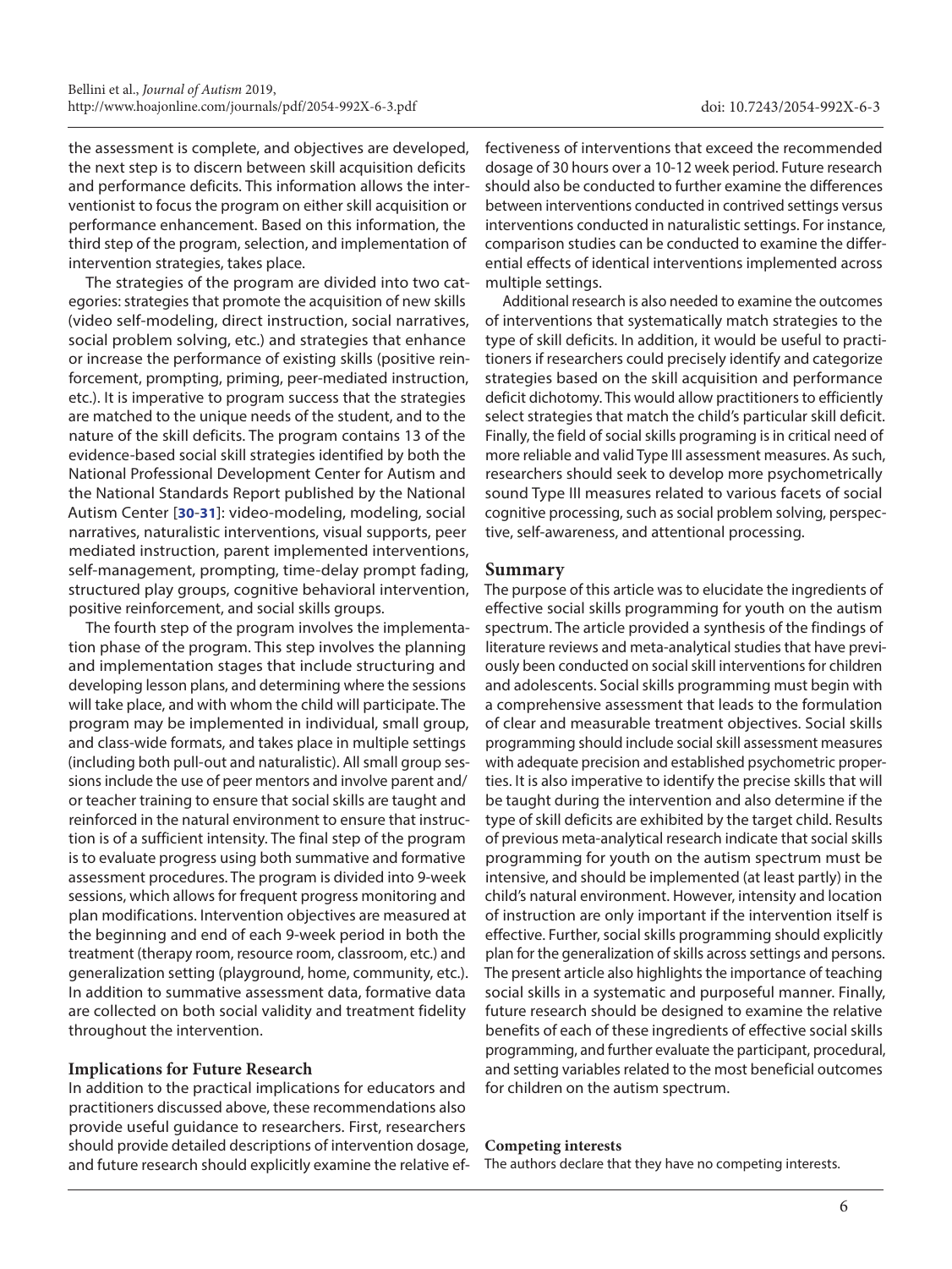the assessment is complete, and objectives are developed, the next step is to discern between skill acquisition deficits and performance deficits. This information allows the interventionist to focus the program on either skill acquisition or performance enhancement. Based on this information, the third step of the program, selection, and implementation of intervention strategies, takes place.

The strategies of the program are divided into two categories: strategies that promote the acquisition of new skills (video self-modeling, direct instruction, social narratives, social problem solving, etc.) and strategies that enhance or increase the performance of existing skills (positive reinforcement, prompting, priming, peer-mediated instruction, etc.). It is imperative to program success that the strategies are matched to the unique needs of the student, and to the nature of the skill deficits. The program contains 13 of the evidence-based social skill strategies identified by both the National Professional Development Center for Autism and the National Standards Report published by the National Autism Center [30-31]: video-modeling, modeling, social narratives, naturalistic interventions, visual supports, peer mediated instruction, parent implemented interventions, self-management, prompting, time-delay prompt fading, structured play groups, cognitive behavioral intervention, positive reinforcement, and social skills groups.

The fourth step of the program involves the implementation phase of the program. This step involves the planning and implementation stages that include structuring and developing lesson plans, and determining where the sessions will take place, and with whom the child will participate. The program may be implemented in individual, small group, and class-wide formats, and takes place in multiple settings (including both pull-out and naturalistic). All small group sessions include the use of peer mentors and involve parent and/or teacher training to ensure that social skills are taught and reinforced in the natural environment to ensure that instruction is of a sufficient intensity. The final step of the program is to evaluate progress using both summative and formative assessment procedures. The program is divided into 9-week sessions, which allows for frequent progress monitoring and plan modifications. Intervention objectives are measured at the beginning and end of each 9-week period in both the treatment (therapy room, resource room, classroom, etc.) and generalization setting (playground, home, community, etc.). In addition to summative assessment data, formative data are collected on both social validity and treatment fidelity throughout the intervention.

## Implications for Future Research

In addition to the practical implications for educators and practitioners discussed above, these recommendations also provide useful guidance to researchers. First, researchers should provide detailed descriptions of intervention dosage, and future research should explicitly examine the relative effectiveness of interventions that exceed the recommended dosage of 30 hours over a 10-12 week period. Future research should also be conducted to further examine the differences between interventions conducted in contrived settings versus interventions conducted in naturalistic settings. For instance, comparison studies can be conducted to examine the differential effects of identical interventions implemented across multiple settings.

Additional research is also needed to examine the outcomes of interventions that systematically match strategies to the type of skill deficits. In addition, it would be useful to practitioners if researchers could precisely identify and categorize strategies based on the skill acquisition and performance deficit dichotomy. This would allow practitioners to efficiently select strategies that match the child's particular skill deficit. Finally, the field of social skills programing is in critical need of more reliable and valid Type III assessment measures. As such, researchers should seek to develop more psychometrically sound Type III measures related to various facets of social cognitive processing, such as social problem solving, perspective, self-awareness, and attentional processing.

## Summary

The purpose of this article was to elucidate the ingredients of effective social skills programming for youth on the autism spectrum. The article provided a synthesis of the findings of literature reviews and meta-analytical studies that have previously been conducted on social skill interventions for children and adolescents. Social skills programming must begin with a comprehensive assessment that leads to the formulation of clear and measurable treatment objectives. Social skills programming should include social skill assessment measures with adequate precision and established psychometric properties. It is also imperative to identify the precise skills that will be taught during the intervention and also determine if the type of skill deficits are exhibited by the target child. Results of previous meta-analytical research indicate that social skills programming for youth on the autism spectrum must be intensive, and should be implemented (at least partly) in the child's natural environment. However, intensity and location of instruction are only important if the intervention itself is effective. Further, social skills programming should explicitly plan for the generalization of skills across settings and persons. The present article also highlights the importance of teaching social skills in a systematic and purposeful manner. Finally, future research should be designed to examine the relative benefits of each of these ingredients of effective social skills programming, and further evaluate the participant, procedural, and setting variables related to the most beneficial outcomes for children on the autism spectrum.

### Competing interests

The authors declare that they have no competing interests.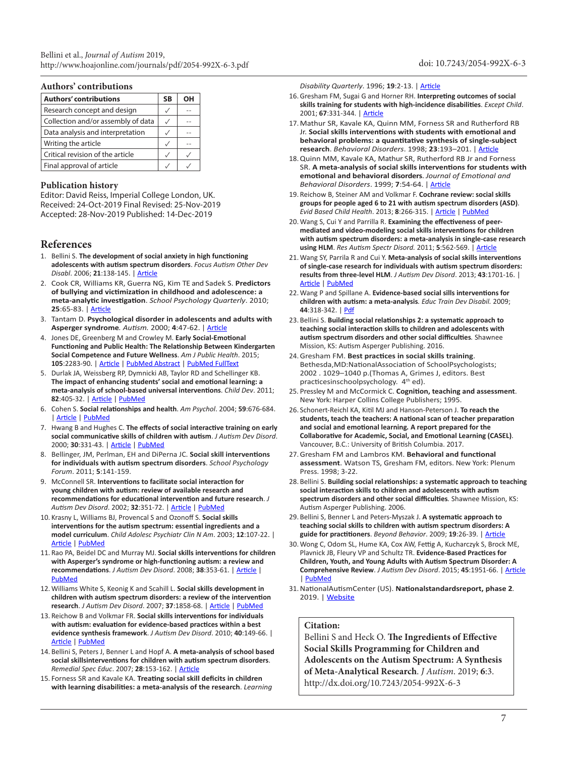## Authors' contributions

| Authors' contributions | SB | OH |
|---|---|---|
| Research concept and design | ✓ | -- |
| Collection and/or assembly of data | ✓ | -- |
| Data analysis and interpretation | ✓ | -- |
| Writing the article | ✓ | -- |
| Critical revision of the article | ✓ | ✓ |
| Final approval of article | ✓ | ✓ |

## Publication history

Editor: David Reiss, Imperial College London, UK.
Received: 24-Oct-2019 Final Revised: 25-Nov-2019
Accepted: 28-Nov-2019 Published: 14-Dec-2019

## References

1. Bellini S. **The development of social anxiety in high functioning adolescents with autism spectrum disorders**. *Focus Autism Other Dev Disabl*. 2006; **21**:138-145. | Article
2. Cook CR, Williams KR, Guerra NG, Kim TE and Sadek S. **Predictors of bullying and victimization in childhood and adolescence: a meta-analytic investigation**. *School Psychology Quarterly*. 2010; **25**:65-83. | Article
3. Tantam D. **Psychological disorder in adolescents and adults with Asperger syndrome**. *Autism*. 2000; **4**:47-62. | Article
4. Jones DE, Greenberg M and Crowley M. **Early Social-Emotional Functioning and Public Health: The Relationship Between Kindergarten Social Competence and Future Wellness**. *Am J Public Health*. 2015; **105**:2283-90. | Article | PubMed Abstract | PubMed FullText
5. Durlak JA, Weissberg RP, Dymnicki AB, Taylor RD and Schellinger KB. **The impact of enhancing students' social and emotional learning: a meta-analysis of school-based universal interventions**. *Child Dev*. 2011; **82**:405-32. | Article | PubMed
6. Cohen S. **Social relationships and health**. *Am Psychol*. 2004; **59**:676-684. | Article | PubMed
7. Hwang B and Hughes C. **The effects of social interactive training on early social communicative skills of children with autism**. *J Autism Dev Disord*. 2000; **30**:331-43. | Article | PubMed
8. Bellinger, JM, Perlman, EH and DiPerna JC. **Social skill interventions for individuals with autism spectrum disorders**. *School Psychology Forum*. 2011; **5**:141-159.
9. McConnell SR. **Interventions to facilitate social interaction for young children with autism: review of available research and recommendations for educational intervention and future research**. *J Autism Dev Disord*. 2002; **32**:351-72. | Article | PubMed
10. Krasny L, Williams BJ, Provencal S and Ozonoff S. **Social skills interventions for the autism spectrum: essential ingredients and a model curriculum**. *Child Adolesc Psychiatr Clin N Am*. 2003; **12**:107-22. | Article | PubMed
11. Rao PA, Beidel DC and Murray MJ. **Social skills interventions for children with Asperger's syndrome or high-functioning autism: a review and recommendations**. *J Autism Dev Disord*. 2008; **38**:353-61. | Article | PubMed
12. Williams White S, Keonig K and Scahill L. **Social skills development in children with autism spectrum disorders: a review of the intervention research**. *J Autism Dev Disord*. 2007; **37**:1858-68. | Article | PubMed
13. Reichow B and Volkmar FR. **Social skills interventions for individuals with autism: evaluation for evidence-based practices within a best evidence synthesis framework**. *J Autism Dev Disord*. 2010; **40**:149-66. | Article | PubMed
14. Bellini S, Peters J, Benner L and Hopf A. **A meta-analysis of school based social skillsinterventions for children with autism spectrum disorders**. *Remedial Spec Educ*. 2007; **28**:153-162. | Article
15. Forness SR and Kavale KA. **Treating social skill deficits in children with learning disabilities: a meta-analysis of the research**. *Learning Disability Quarterly*. 1996; **19**:2-13. | Article
16. Gresham FM, Sugai G and Horner RH. **Interpreting outcomes of social skills training for students with high-incidence disabilities**. *Except Child*. 2001; **67**:331-344. | Article
17. Mathur SR, Kavale KA, Quinn MM, Forness SR and Rutherford RB Jr. **Social skills interventions with students with emotional and behavioral problems: a quantitative synthesis of single-subject research**. *Behavioral Disorders*. 1998; **23**:193–201. | Article
18. Quinn MM, Kavale KA, Mathur SR, Rutherford RB Jr and Forness SR. **A meta-analysis of social skills interventions for students with emotional and behavioral disorders**. *Journal of Emotional and Behavioral Disorders*. 1999; **7**:54-64. | Article
19. Reichow B, Steiner AM and Volkmar F. **Cochrane review: social skills groups for people aged 6 to 21 with autism spectrum disorders (ASD)**. *Evid Based Child Health*. 2013; **8**:266-315. | Article | PubMed
20. Wang S, Cui Y and Parrilla R. **Examining the effectiveness of peer-mediated and video-modeling social skills interventions for children with autism spectrum disorders: a meta-analysis in single-case research using HLM**. *Res Autism Spectr Disord.* 2011; **5**:562-569. | Article
21. Wang SY, Parrila R and Cui Y. **Meta-analysis of social skills interventions of single-case research for individuals with autism spectrum disorders: results from three-level HLM**. *J Autism Dev Disord*. 2013; **43**:1701-16. | Article | PubMed
22. Wang P and Spillane A. **Evidence-based social sills interventions for children with autism: a meta-analysis**. *Educ Train Dev Disabil.* 2009; **44**:318-342. | Pdf
23. Bellini S. **Building social relationships 2: a systematic approach to teaching social interaction skills to children and adolescents with autism spectrum disorders and other social difficulties**. Shawnee Mission, KS: Autism Asperger Publishing. 2016.
24. Gresham FM. **Best practices in social skills training**. Bethesda,MD:NationalAssociation of SchoolPsychologists; 2002 . 1029–1040 p.(Thomas A, Grimes J, editors. Best practicesinschoolpsychology. 4th ed).
25. Pressley M and McCormick C. **Cognition, teaching and assessment**. New York: Harper Collins College Publishers; 1995.
26. Schonert-Reichl KA, Kitil MJ and Hanson-Peterson J. **To reach the students, teach the teachers: A national scan of teacher preparation and social and emotional learning. A report prepared for the Collaborative for Academic, Social, and Emotional Learning (CASEL)**. Vancouver, B.C.: University of British Columbia. 2017.
27. Gresham FM and Lambros KM. **Behavioral and functional assessment**. Watson TS, Gresham FM, editors. New York: Plenum Press. 1998; 3-22.
28. Bellini S. **Building social relationships: a systematic approach to teaching social interaction skills to children and adolescents with autism spectrum disorders and other social difficulties**. Shawnee Mission, KS: Autism Asperger Publishing. 2006.
29. Bellini S, Benner L and Peters-Myszak J. **A systematic approach to teaching social skills to children with autism spectrum disorders: A guide for practitioners**. *Beyond Behavior*. 2009; **19**:26-39. | Article
30. Wong C, Odom SL, Hume KA, Cox AW, Fettig A, Kucharczyk S, Brock ME, Plavnick JB, Fleury VP and Schultz TR. **Evidence-Based Practices for Children, Youth, and Young Adults with Autism Spectrum Disorder: A Comprehensive Review**. *J Autism Dev Disord*. 2015; **45**:1951-66. | Article | PubMed
31. NationalAutismCenter (US). **Nationalstandardsreport, phase 2**. 2019. | Website

**Citation:**
Bellini S and Heck O. **The Ingredients of Effective Social Skills Programming for Children and Adolescents on the Autism Spectrum: A Synthesis of Meta-Analytical Research**. *J Autism*. 2019; **6**:3. http://dx.doi.org/10.7243/2054-992X-6-3